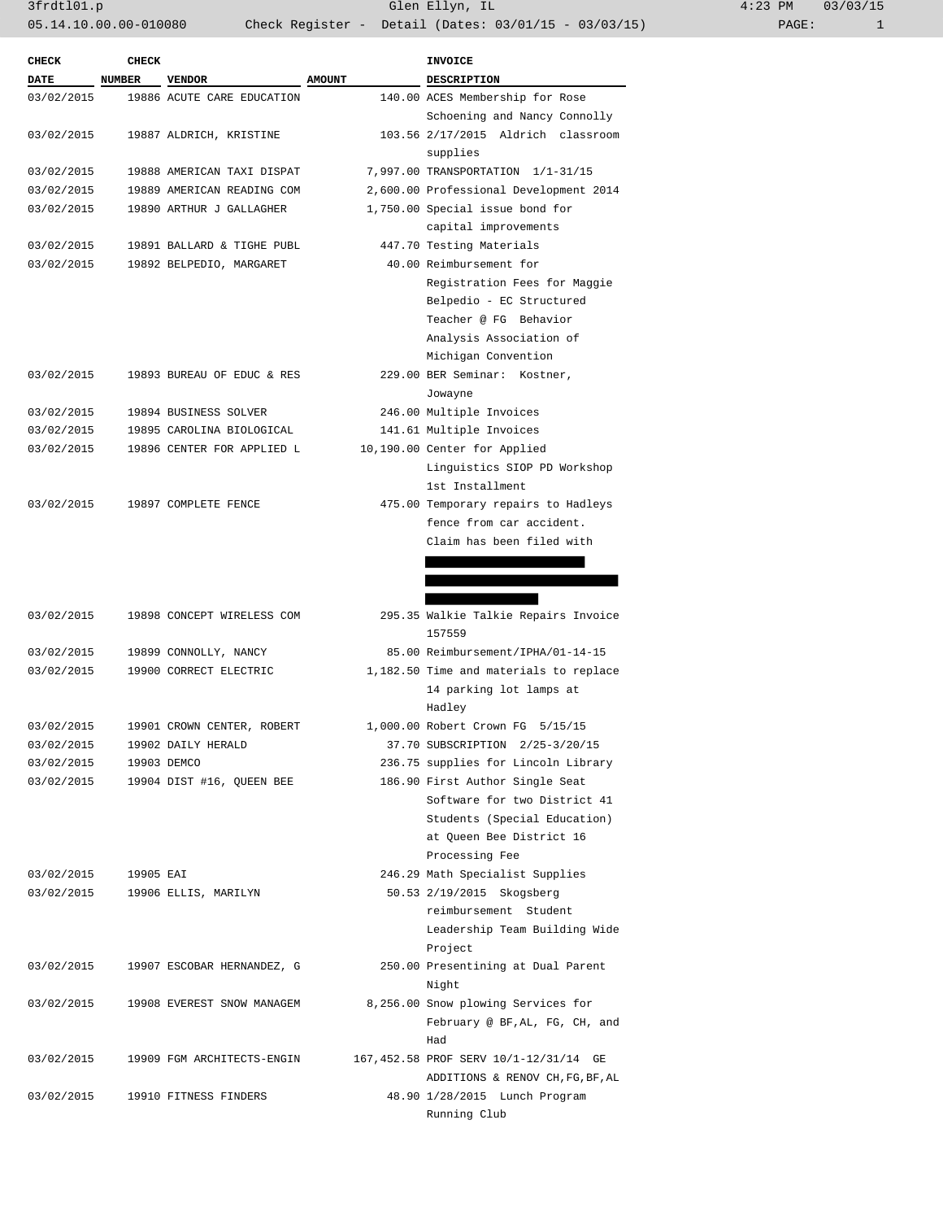| CHECK DATE | CHECK NUMBER | VENDOR | AMOUNT | INVOICE DESCRIPTION |
|---|---|---|---|---|
| 03/02/2015 | 19886 | ACUTE CARE EDUCATION | 140.00 | ACES Membership for Rose Schoening and Nancy Connolly |
| 03/02/2015 | 19887 | ALDRICH, KRISTINE | 103.56 | 2/17/2015 Aldrich classroom supplies |
| 03/02/2015 | 19888 | AMERICAN TAXI DISPAT | 7,997.00 | TRANSPORTATION 1/1-31/15 |
| 03/02/2015 | 19889 | AMERICAN READING COM | 2,600.00 | Professional Development 2014 |
| 03/02/2015 | 19890 | ARTHUR J GALLAGHER | 1,750.00 | Special issue bond for capital improvements |
| 03/02/2015 | 19891 | BALLARD & TIGHE PUBL | 447.70 | Testing Materials |
| 03/02/2015 | 19892 | BELPEDIO, MARGARET | 40.00 | Reimbursement for Registration Fees for Maggie Belpedio - EC Structured Teacher @ FG Behavior Analysis Association of Michigan Convention |
| 03/02/2015 | 19893 | BUREAU OF EDUC & RES | 229.00 | BER Seminar: Kostner, Jowayne |
| 03/02/2015 | 19894 | BUSINESS SOLVER | 246.00 | Multiple Invoices |
| 03/02/2015 | 19895 | CAROLINA BIOLOGICAL | 141.61 | Multiple Invoices |
| 03/02/2015 | 19896 | CENTER FOR APPLIED L | 10,190.00 | Center for Applied Linguistics SIOP PD Workshop 1st Installment |
| 03/02/2015 | 19897 | COMPLETE FENCE | 475.00 | Temporary repairs to Hadleys fence from car accident. Claim has been filed with [REDACTED] |
| 03/02/2015 | 19898 | CONCEPT WIRELESS COM | 295.35 | Walkie Talkie Repairs Invoice 157559 |
| 03/02/2015 | 19899 | CONNOLLY, NANCY | 85.00 | Reimbursement/IPHA/01-14-15 |
| 03/02/2015 | 19900 | CORRECT ELECTRIC | 1,182.50 | Time and materials to replace 14 parking lot lamps at Hadley |
| 03/02/2015 | 19901 | CROWN CENTER, ROBERT | 1,000.00 | Robert Crown FG 5/15/15 |
| 03/02/2015 | 19902 | DAILY HERALD | 37.70 | SUBSCRIPTION 2/25-3/20/15 |
| 03/02/2015 | 19903 | DEMCO | 236.75 | supplies for Lincoln Library |
| 03/02/2015 | 19904 | DIST #16, QUEEN BEE | 186.90 | First Author Single Seat Software for two District 41 Students (Special Education) at Queen Bee District 16 Processing Fee |
| 03/02/2015 | 19905 | EAI | 246.29 | Math Specialist Supplies |
| 03/02/2015 | 19906 | ELLIS, MARILYN | 50.53 | 2/19/2015 Skogsberg reimbursement Student Leadership Team Building Wide Project |
| 03/02/2015 | 19907 | ESCOBAR HERNANDEZ, G | 250.00 | Presentining at Dual Parent Night |
| 03/02/2015 | 19908 | EVEREST SNOW MANAGEM | 8,256.00 | Snow plowing Services for February @ BF,AL, FG, CH, and Had |
| 03/02/2015 | 19909 | FGM ARCHITECTS-ENGIN | 167,452.58 | PROF SERV 10/1-12/31/14 GE ADDITIONS & RENOV CH,FG,BF,AL |
| 03/02/2015 | 19910 | FITNESS FINDERS | 48.90 | 1/28/2015 Lunch Program Running Club |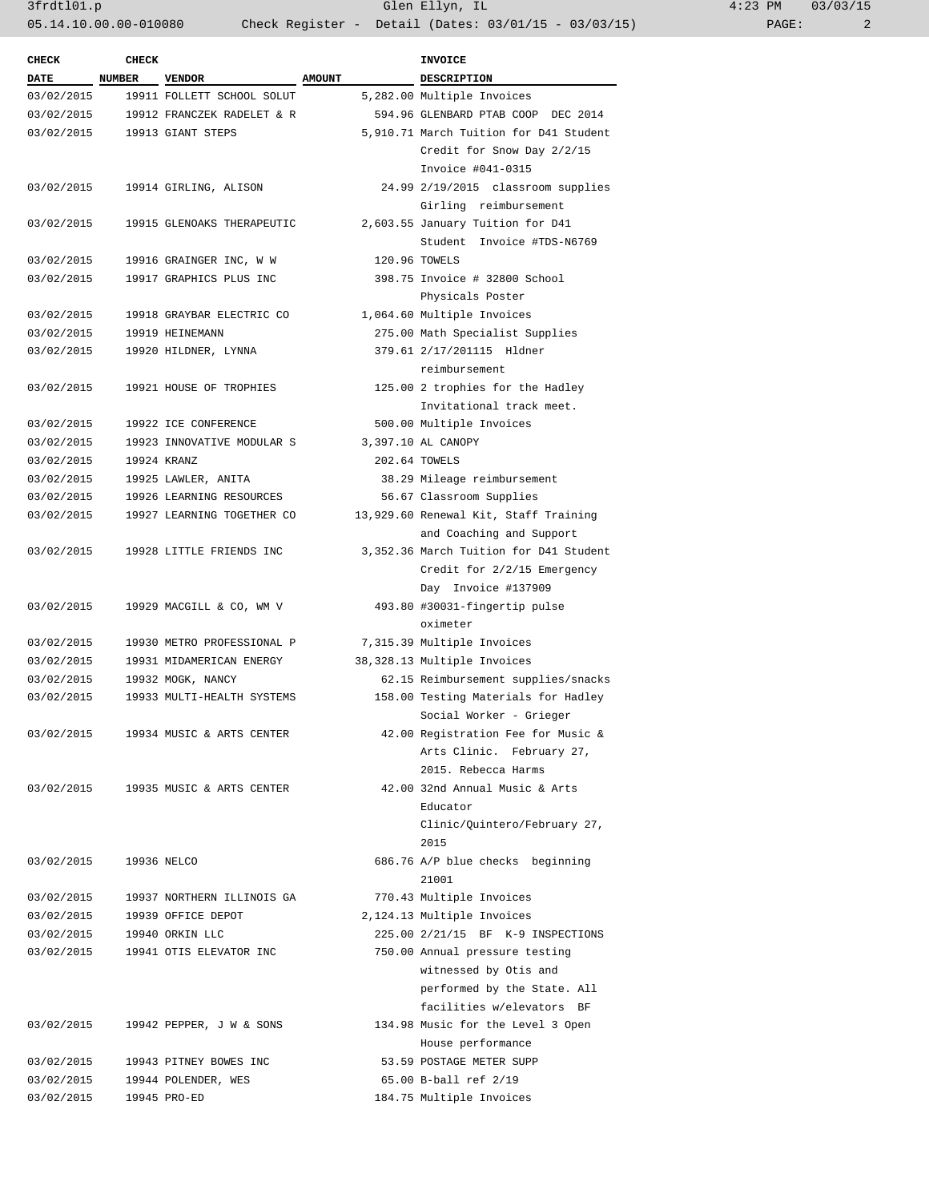| CHECK DATE | CHECK NUMBER | VENDOR | AMOUNT | INVOICE DESCRIPTION |
|---|---|---|---|---|
| 03/02/2015 | 19911 | FOLLETT SCHOOL SOLUT | 5,282.00 | Multiple Invoices |
| 03/02/2015 | 19912 | FRANCZEK RADELET & R | 594.96 | GLENBARD PTAB COOP DEC 2014 |
| 03/02/2015 | 19913 | GIANT STEPS | 5,910.71 | March Tuition for D41 Student Credit for Snow Day 2/2/15 Invoice #041-0315 |
| 03/02/2015 | 19914 | GIRLING, ALISON | 24.99 | 2/19/2015 classroom supplies Girling reimbursement |
| 03/02/2015 | 19915 | GLENOAKS THERAPEUTIC | 2,603.55 | January Tuition for D41 Student Invoice #TDS-N6769 |
| 03/02/2015 | 19916 | GRAINGER INC, W W | 120.96 | TOWELS |
| 03/02/2015 | 19917 | GRAPHICS PLUS INC | 398.75 | Invoice # 32800 School Physicals Poster |
| 03/02/2015 | 19918 | GRAYBAR ELECTRIC CO | 1,064.60 | Multiple Invoices |
| 03/02/2015 | 19919 | HEINEMANN | 275.00 | Math Specialist Supplies |
| 03/02/2015 | 19920 | HILDNER, LYNNA | 379.61 | 2/17/201115 Hldner reimbursement |
| 03/02/2015 | 19921 | HOUSE OF TROPHIES | 125.00 | 2 trophies for the Hadley Invitational track meet. |
| 03/02/2015 | 19922 | ICE CONFERENCE | 500.00 | Multiple Invoices |
| 03/02/2015 | 19923 | INNOVATIVE MODULAR S | 3,397.10 | AL CANOPY |
| 03/02/2015 | 19924 | KRANZ | 202.64 | TOWELS |
| 03/02/2015 | 19925 | LAWLER, ANITA | 38.29 | Mileage reimbursement |
| 03/02/2015 | 19926 | LEARNING RESOURCES | 56.67 | Classroom Supplies |
| 03/02/2015 | 19927 | LEARNING TOGETHER CO | 13,929.60 | Renewal Kit, Staff Training and Coaching and Support |
| 03/02/2015 | 19928 | LITTLE FRIENDS INC | 3,352.36 | March Tuition for D41 Student Credit for 2/2/15 Emergency Day Invoice #137909 |
| 03/02/2015 | 19929 | MACGILL & CO, WM V | 493.80 | #30031-fingertip pulse oximeter |
| 03/02/2015 | 19930 | METRO PROFESSIONAL P | 7,315.39 | Multiple Invoices |
| 03/02/2015 | 19931 | MIDAMERICAN ENERGY | 38,328.13 | Multiple Invoices |
| 03/02/2015 | 19932 | MOGK, NANCY | 62.15 | Reimbursement supplies/snacks |
| 03/02/2015 | 19933 | MULTI-HEALTH SYSTEMS | 158.00 | Testing Materials for Hadley Social Worker - Grieger |
| 03/02/2015 | 19934 | MUSIC & ARTS CENTER | 42.00 | Registration Fee for Music & Arts Clinic. February 27, 2015. Rebecca Harms |
| 03/02/2015 | 19935 | MUSIC & ARTS CENTER | 42.00 | 32nd Annual Music & Arts Educator Clinic/Quintero/February 27, 2015 |
| 03/02/2015 | 19936 | NELCO | 686.76 | A/P blue checks beginning 21001 |
| 03/02/2015 | 19937 | NORTHERN ILLINOIS GA | 770.43 | Multiple Invoices |
| 03/02/2015 | 19939 | OFFICE DEPOT | 2,124.13 | Multiple Invoices |
| 03/02/2015 | 19940 | ORKIN LLC | 225.00 | 2/21/15 BF K-9 INSPECTIONS |
| 03/02/2015 | 19941 | OTIS ELEVATOR INC | 750.00 | Annual pressure testing witnessed by Otis and performed by the State. All facilities w/elevators BF |
| 03/02/2015 | 19942 | PEPPER, J W & SONS | 134.98 | Music for the Level 3 Open House performance |
| 03/02/2015 | 19943 | PITNEY BOWES INC | 53.59 | POSTAGE METER SUPP |
| 03/02/2015 | 19944 | POLENDER, WES | 65.00 | B-ball ref 2/19 |
| 03/02/2015 | 19945 | PRO-ED | 184.75 | Multiple Invoices |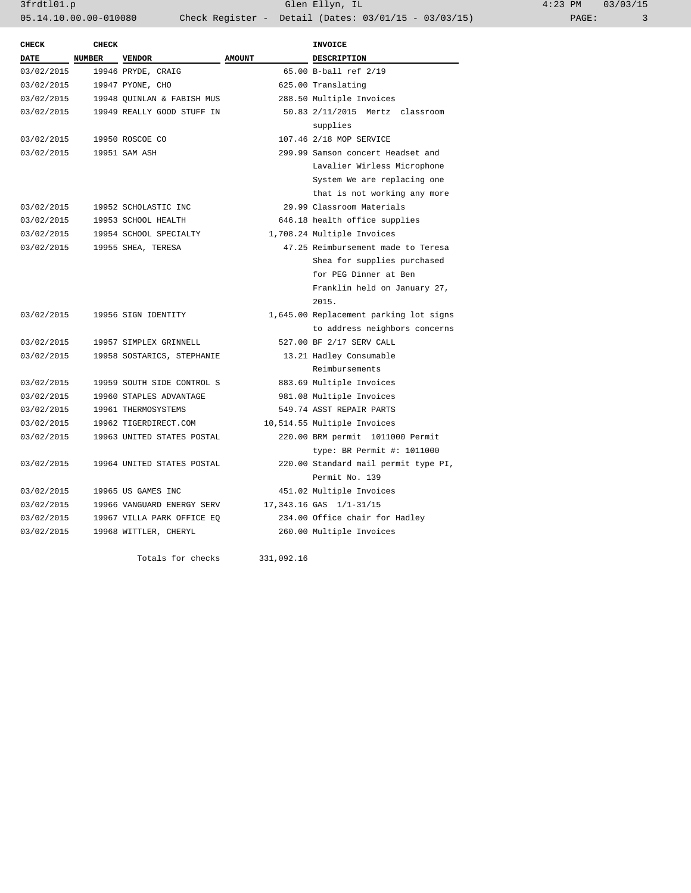| CHECK DATE | CHECK NUMBER | VENDOR | AMOUNT | INVOICE DESCRIPTION |
|---|---|---|---|---|
| 03/02/2015 | 19946 | PRYDE, CRAIG | 65.00 | B-ball ref 2/19 |
| 03/02/2015 | 19947 | PYONE, CHO | 625.00 | Translating |
| 03/02/2015 | 19948 | QUINLAN & FABISH MUS | 288.50 | Multiple Invoices |
| 03/02/2015 | 19949 | REALLY GOOD STUFF IN | 50.83 | 2/11/2015 Mertz classroom supplies |
| 03/02/2015 | 19950 | ROSCOE CO | 107.46 | 2/18 MOP SERVICE |
| 03/02/2015 | 19951 | SAM ASH | 299.99 | Samson concert Headset and Lavalier Wirless Microphone System We are replacing one that is not working any more |
| 03/02/2015 | 19952 | SCHOLASTIC INC | 29.99 | Classroom Materials |
| 03/02/2015 | 19953 | SCHOOL HEALTH | 646.18 | health office supplies |
| 03/02/2015 | 19954 | SCHOOL SPECIALTY | 1,708.24 | Multiple Invoices |
| 03/02/2015 | 19955 | SHEA, TERESA | 47.25 | Reimbursement made to Teresa Shea for supplies purchased for PEG Dinner at Ben Franklin held on January 27, 2015. |
| 03/02/2015 | 19956 | SIGN IDENTITY | 1,645.00 | Replacement parking lot signs to address neighbors concerns |
| 03/02/2015 | 19957 | SIMPLEX GRINNELL | 527.00 | BF 2/17 SERV CALL |
| 03/02/2015 | 19958 | SOSTARICS, STEPHANIE | 13.21 | Hadley Consumable Reimbursements |
| 03/02/2015 | 19959 | SOUTH SIDE CONTROL S | 883.69 | Multiple Invoices |
| 03/02/2015 | 19960 | STAPLES ADVANTAGE | 981.08 | Multiple Invoices |
| 03/02/2015 | 19961 | THERMOSYSTEMS | 549.74 | ASST REPAIR PARTS |
| 03/02/2015 | 19962 | TIGERDIRECT.COM | 10,514.55 | Multiple Invoices |
| 03/02/2015 | 19963 | UNITED STATES POSTAL | 220.00 | BRM permit 1011000 Permit type: BR Permit #: 1011000 |
| 03/02/2015 | 19964 | UNITED STATES POSTAL | 220.00 | Standard mail permit type PI, Permit No. 139 |
| 03/02/2015 | 19965 | US GAMES INC | 451.02 | Multiple Invoices |
| 03/02/2015 | 19966 | VANGUARD ENERGY SERV | 17,343.16 | GAS 1/1-31/15 |
| 03/02/2015 | 19967 | VILLA PARK OFFICE EQ | 234.00 | Office chair for Hadley |
| 03/02/2015 | 19968 | WITTLER, CHERYL | 260.00 | Multiple Invoices |
| | | Totals for checks | 331,092.16 | |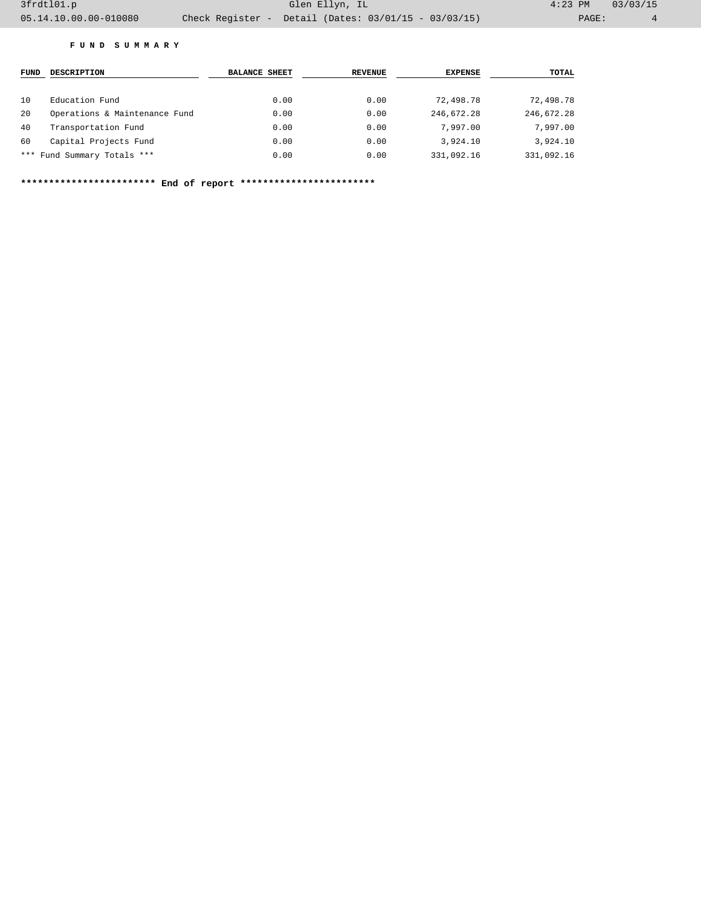**F U N D  S U M M A R Y**

| FUND | DESCRIPTION | BALANCE SHEET | REVENUE | EXPENSE | TOTAL |
|---|---|---|---|---|---|
| 10 | Education Fund | 0.00 | 0.00 | 72,498.78 | 72,498.78 |
| 20 | Operations & Maintenance Fund | 0.00 | 0.00 | 246,672.28 | 246,672.28 |
| 40 | Transportation Fund | 0.00 | 0.00 | 7,997.00 | 7,997.00 |
| 60 | Capital Projects Fund | 0.00 | 0.00 | 3,924.10 | 3,924.10 |
| *** Fund Summary Totals *** | | 0.00 | 0.00 | 331,092.16 | 331,092.16 |

************************ **End of report** ************************